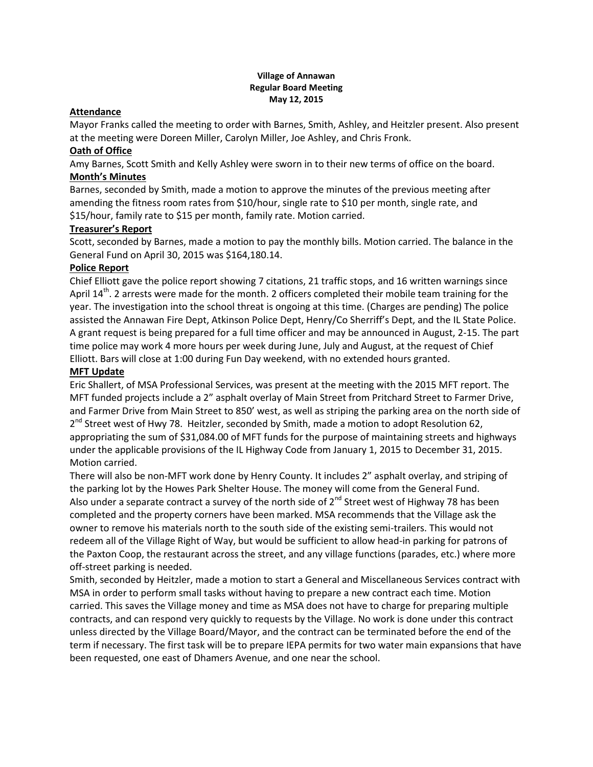**Village of Annawan**
**Regular Board Meeting**
**May 12, 2015**

## Attendance

Mayor Franks called the meeting to order with Barnes, Smith, Ashley, and Heitzler present. Also present at the meeting were Doreen Miller, Carolyn Miller, Joe Ashley, and Chris Fronk.

## Oath of Office

Amy Barnes, Scott Smith and Kelly Ashley were sworn in to their new terms of office on the board.

## Month's Minutes

Barnes, seconded by Smith, made a motion to approve the minutes of the previous meeting after amending the fitness room rates from $10/hour, single rate to $10 per month, single rate, and $15/hour, family rate to $15 per month, family rate. Motion carried.

## Treasurer's Report

Scott, seconded by Barnes, made a motion to pay the monthly bills. Motion carried. The balance in the General Fund on April 30, 2015 was $164,180.14.

## Police Report

Chief Elliott gave the police report showing 7 citations, 21 traffic stops, and 16 written warnings since April 14th. 2 arrests were made for the month. 2 officers completed their mobile team training for the year. The investigation into the school threat is ongoing at this time. (Charges are pending) The police assisted the Annawan Fire Dept, Atkinson Police Dept, Henry/Co Sherriff's Dept, and the IL State Police. A grant request is being prepared for a full time officer and may be announced in August, 2-15. The part time police may work 4 more hours per week during June, July and August, at the request of Chief Elliott. Bars will close at 1:00 during Fun Day weekend, with no extended hours granted.

## MFT Update

Eric Shallert, of MSA Professional Services, was present at the meeting with the 2015 MFT report. The MFT funded projects include a 2" asphalt overlay of Main Street from Pritchard Street to Farmer Drive, and Farmer Drive from Main Street to 850' west, as well as striping the parking area on the north side of 2nd Street west of Hwy 78. Heitzler, seconded by Smith, made a motion to adopt Resolution 62, appropriating the sum of $31,084.00 of MFT funds for the purpose of maintaining streets and highways under the applicable provisions of the IL Highway Code from January 1, 2015 to December 31, 2015. Motion carried.

There will also be non-MFT work done by Henry County. It includes 2" asphalt overlay, and striping of the parking lot by the Howes Park Shelter House. The money will come from the General Fund. Also under a separate contract a survey of the north side of 2nd Street west of Highway 78 has been completed and the property corners have been marked. MSA recommends that the Village ask the owner to remove his materials north to the south side of the existing semi-trailers. This would not redeem all of the Village Right of Way, but would be sufficient to allow head-in parking for patrons of the Paxton Coop, the restaurant across the street, and any village functions (parades, etc.) where more off-street parking is needed.

Smith, seconded by Heitzler, made a motion to start a General and Miscellaneous Services contract with MSA in order to perform small tasks without having to prepare a new contract each time. Motion carried. This saves the Village money and time as MSA does not have to charge for preparing multiple contracts, and can respond very quickly to requests by the Village. No work is done under this contract unless directed by the Village Board/Mayor, and the contract can be terminated before the end of the term if necessary. The first task will be to prepare IEPA permits for two water main expansions that have been requested, one east of Dhamers Avenue, and one near the school.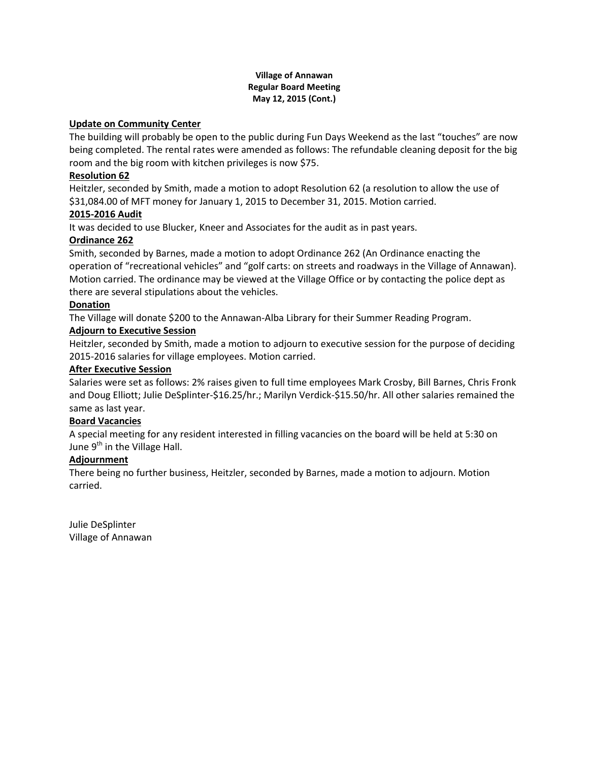**Village of Annawan**
**Regular Board Meeting**
**May 12, 2015 (Cont.)**

**Update on Community Center**

The building will probably be open to the public during Fun Days Weekend as the last "touches" are now being completed. The rental rates were amended as follows: The refundable cleaning deposit for the big room and the big room with kitchen privileges is now $75.

**Resolution 62**

Heitzler, seconded by Smith, made a motion to adopt Resolution 62 (a resolution to allow the use of $31,084.00 of MFT money for January 1, 2015 to December 31, 2015. Motion carried.

**2015-2016 Audit**

It was decided to use Blucker, Kneer and Associates for the audit as in past years.

**Ordinance 262**

Smith, seconded by Barnes, made a motion to adopt Ordinance 262 (An Ordinance enacting the operation of "recreational vehicles" and "golf carts: on streets and roadways in the Village of Annawan). Motion carried. The ordinance may be viewed at the Village Office or by contacting the police dept as there are several stipulations about the vehicles.

**Donation**

The Village will donate $200 to the Annawan-Alba Library for their Summer Reading Program.

**Adjourn to Executive Session**

Heitzler, seconded by Smith, made a motion to adjourn to executive session for the purpose of deciding 2015-2016 salaries for village employees. Motion carried.

**After Executive Session**

Salaries were set as follows: 2% raises given to full time employees Mark Crosby, Bill Barnes, Chris Fronk and Doug Elliott; Julie DeSplinter-$16.25/hr.; Marilyn Verdick-$15.50/hr. All other salaries remained the same as last year.

**Board Vacancies**

A special meeting for any resident interested in filling vacancies on the board will be held at 5:30 on June 9th in the Village Hall.

**Adjournment**

There being no further business, Heitzler, seconded by Barnes, made a motion to adjourn. Motion carried.

Julie DeSplinter
Village of Annawan